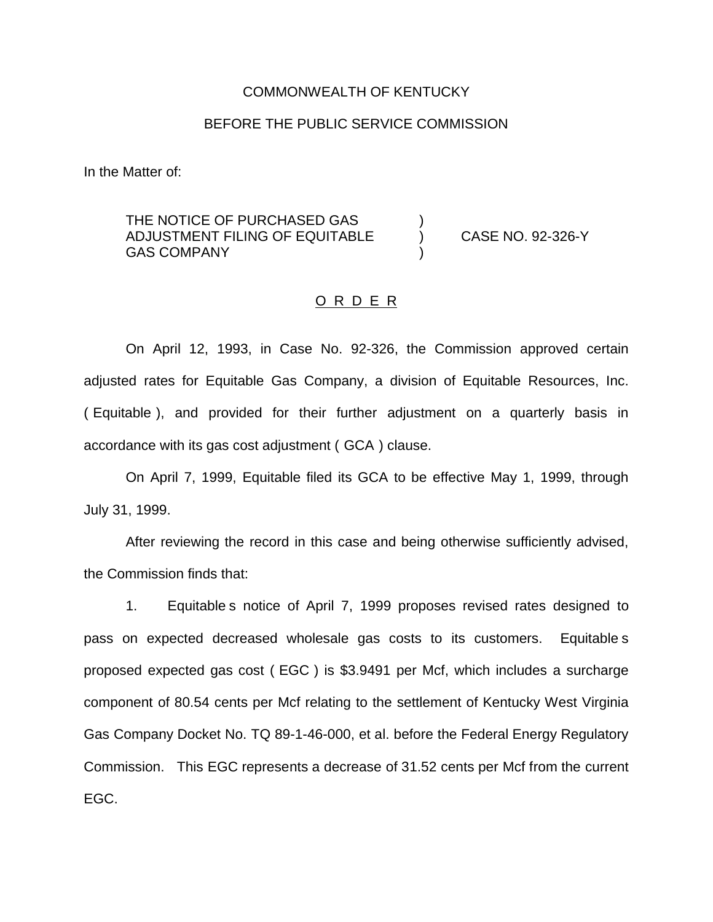COMMONWEALTH OF KENTUCKY

BEFORE THE PUBLIC SERVICE COMMISSION

In the Matter of:

THE NOTICE OF PURCHASED GAS ADJUSTMENT FILING OF EQUITABLE GAS COMPANY ) CASE NO. 92-326-Y

O R D E R

On April 12, 1993, in Case No. 92-326, the Commission approved certain adjusted rates for Equitable Gas Company, a division of Equitable Resources, Inc. ( Equitable ), and provided for their further adjustment on a quarterly basis in accordance with its gas cost adjustment ( GCA ) clause.

On April 7, 1999, Equitable filed its GCA to be effective May 1, 1999, through July 31, 1999.

After reviewing the record in this case and being otherwise sufficiently advised, the Commission finds that:

1. Equitable s notice of April 7, 1999 proposes revised rates designed to pass on expected decreased wholesale gas costs to its customers. Equitable s proposed expected gas cost ( EGC ) is $3.9491 per Mcf, which includes a surcharge component of 80.54 cents per Mcf relating to the settlement of Kentucky West Virginia Gas Company Docket No. TQ 89-1-46-000, et al. before the Federal Energy Regulatory Commission. This EGC represents a decrease of 31.52 cents per Mcf from the current EGC.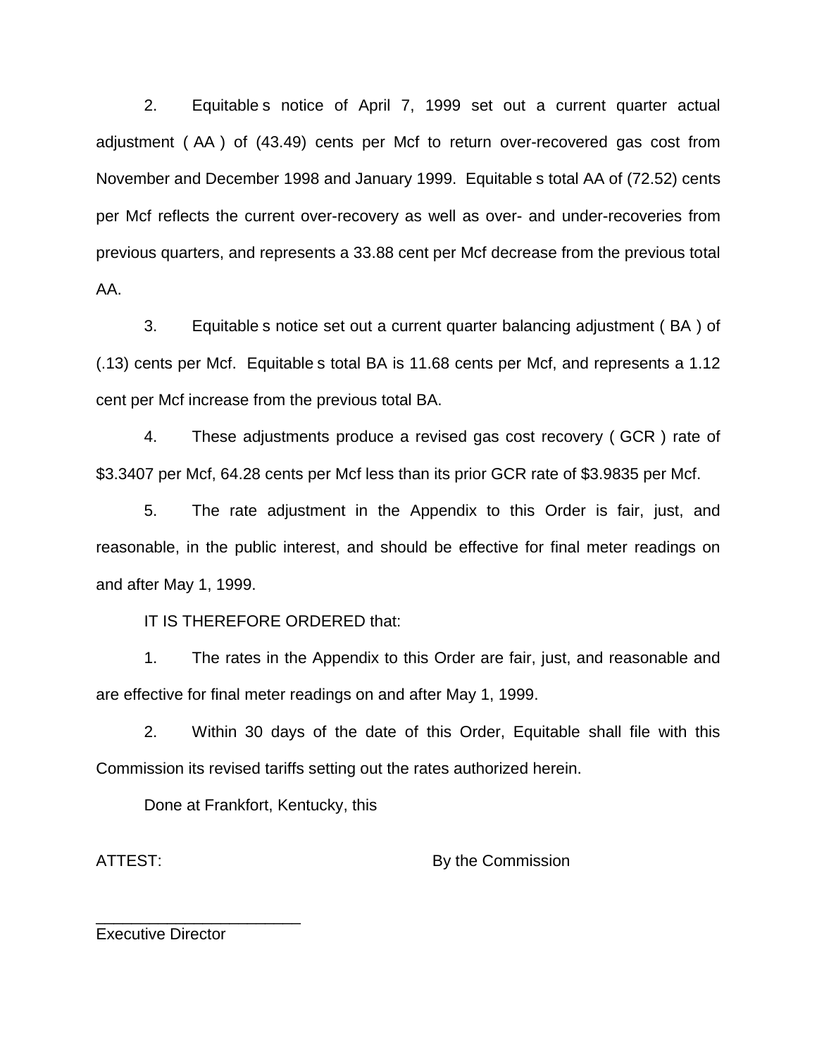2. Equitable s notice of April 7, 1999 set out a current quarter actual adjustment ( AA ) of (43.49) cents per Mcf to return over-recovered gas cost from November and December 1998 and January 1999. Equitable s total AA of (72.52) cents per Mcf reflects the current over-recovery as well as over- and under-recoveries from previous quarters, and represents a 33.88 cent per Mcf decrease from the previous total AA.

3. Equitable s notice set out a current quarter balancing adjustment ( BA ) of (.13) cents per Mcf. Equitable s total BA is 11.68 cents per Mcf, and represents a 1.12 cent per Mcf increase from the previous total BA.

4. These adjustments produce a revised gas cost recovery ( GCR ) rate of $3.3407 per Mcf, 64.28 cents per Mcf less than its prior GCR rate of $3.9835 per Mcf.

5. The rate adjustment in the Appendix to this Order is fair, just, and reasonable, in the public interest, and should be effective for final meter readings on and after May 1, 1999.

IT IS THEREFORE ORDERED that:

1. The rates in the Appendix to this Order are fair, just, and reasonable and are effective for final meter readings on and after May 1, 1999.

2. Within 30 days of the date of this Order, Equitable shall file with this Commission its revised tariffs setting out the rates authorized herein.

Done at Frankfort, Kentucky, this

ATTEST: By the Commission

_______________________
Executive Director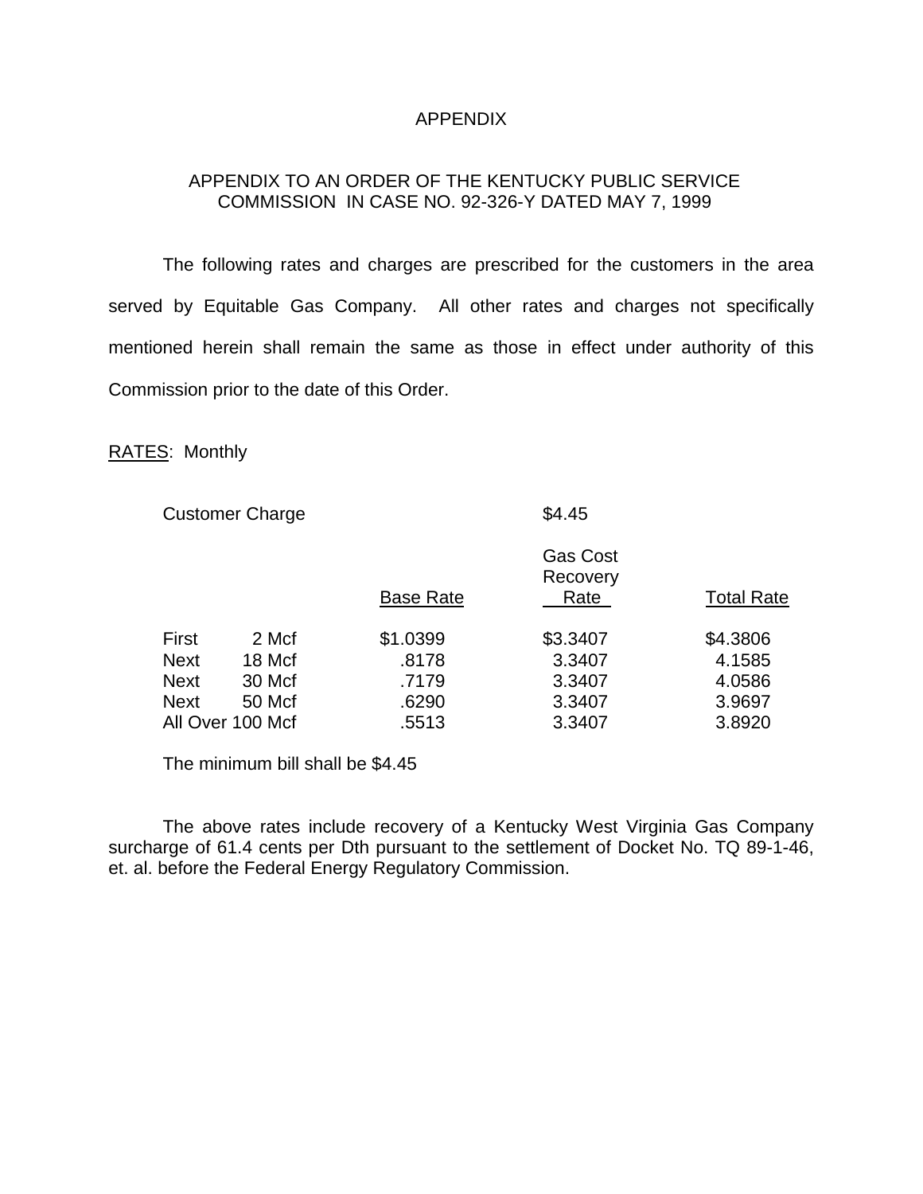# APPENDIX

## APPENDIX TO AN ORDER OF THE KENTUCKY PUBLIC SERVICE COMMISSION IN CASE NO. 92-326-Y DATED MAY 7, 1999

The following rates and charges are prescribed for the customers in the area served by Equitable Gas Company. All other rates and charges not specifically mentioned herein shall remain the same as those in effect under authority of this Commission prior to the date of this Order.

RATES: Monthly

Customer Charge $4.45

| | | Base Rate | Gas Cost Recovery Rate | Total Rate |
|---|---|---|---|---|
| First | 2 Mcf | $1.0399 | $3.3407 | $4.3806 |
| Next | 18 Mcf | .8178 | 3.3407 | 4.1585 |
| Next | 30 Mcf | .7179 | 3.3407 | 4.0586 |
| Next | 50 Mcf | .6290 | 3.3407 | 3.9697 |
| All Over 100 Mcf | | .5513 | 3.3407 | 3.8920 |

The minimum bill shall be $4.45

The above rates include recovery of a Kentucky West Virginia Gas Company surcharge of 61.4 cents per Dth pursuant to the settlement of Docket No. TQ 89-1-46, et. al. before the Federal Energy Regulatory Commission.